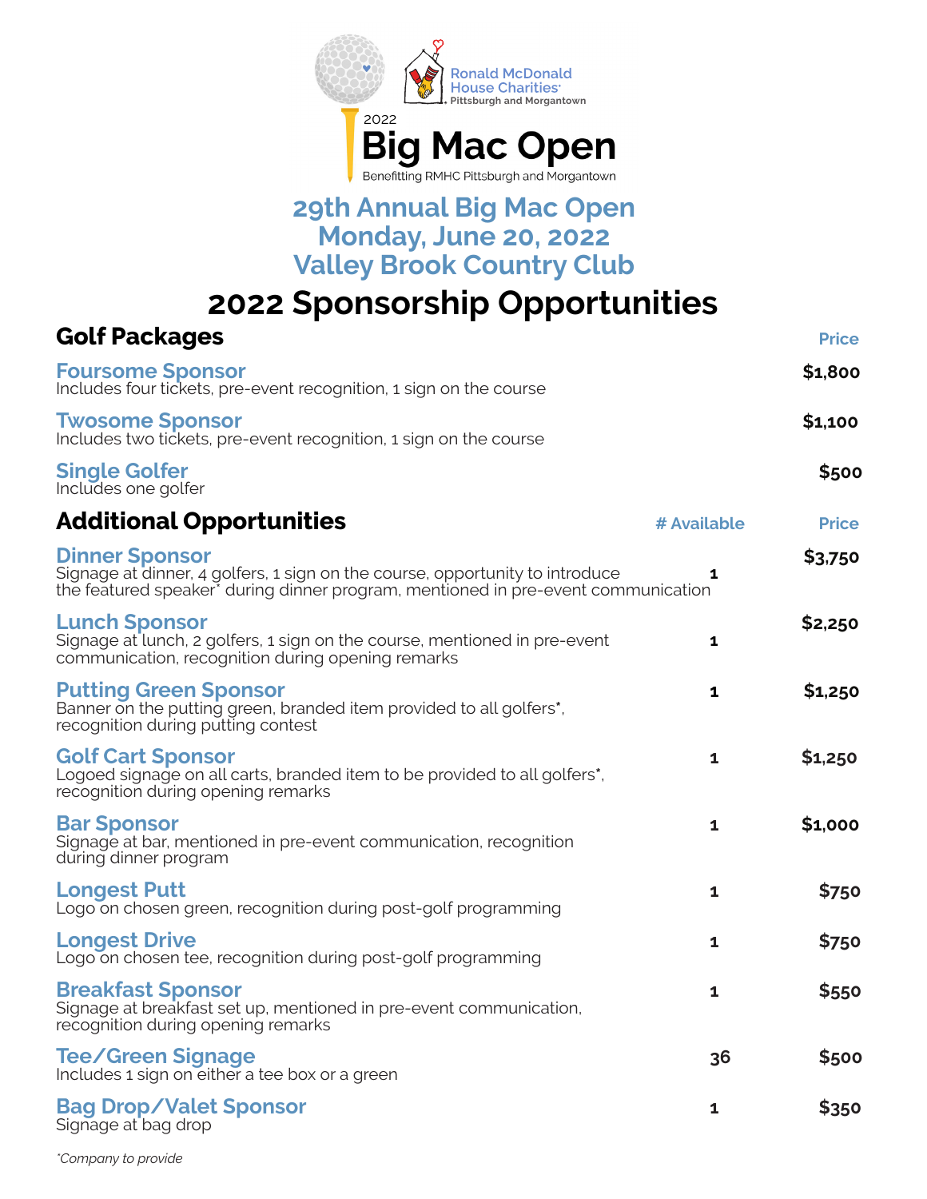Ronald McDonald House Charities
Pittsburgh and Morgantown

2022
# Big Mac Open
Benefitting RMHC Pittsburgh and Morgantown

## 29th Annual Big Mac Open
## Monday, June 20, 2022
## Valley Brook Country Club

# 2022 Sponsorship Opportunities

| **Golf Packages** | Price |
|---|---|
| **Foursome Sponsor**<br>Includes four tickets, pre-event recognition, 1 sign on the course | **$1,800** |
| **Twosome Sponsor**<br>Includes two tickets, pre-event recognition, 1 sign on the course | **$1,100** |
| **Single Golfer**<br>Includes one golfer | **$500** |

| **Additional Opportunities** | # Available | Price |
|---|---|---|
| **Dinner Sponsor**<br>Signage at dinner, 4 golfers, 1 sign on the course, opportunity to introduce the featured speaker* during dinner program, mentioned in pre-event communication | 1 | **$3,750** |
| **Lunch Sponsor**<br>Signage at lunch, 2 golfers, 1 sign on the course, mentioned in pre-event communication, recognition during opening remarks | 1 | **$2,250** |
| **Putting Green Sponsor**<br>Banner on the putting green, branded item provided to all golfers*, recognition during putting contest | 1 | **$1,250** |
| **Golf Cart Sponsor**<br>Logoed signage on all carts, branded item to be provided to all golfers*, recognition during opening remarks | 1 | **$1,250** |
| **Bar Sponsor**<br>Signage at bar, mentioned in pre-event communication, recognition during dinner program | 1 | **$1,000** |
| **Longest Putt**<br>Logo on chosen green, recognition during post-golf programming | 1 | **$750** |
| **Longest Drive**<br>Logo on chosen tee, recognition during post-golf programming | 1 | **$750** |
| **Breakfast Sponsor**<br>Signage at breakfast set up, mentioned in pre-event communication, recognition during opening remarks | 1 | **$550** |
| **Tee/Green Signage**<br>Includes 1 sign on either a tee box or a green | 36 | **$500** |
| **Bag Drop/Valet Sponsor**<br>Signage at bag drop | 1 | **$350** |

*\*Company to provide*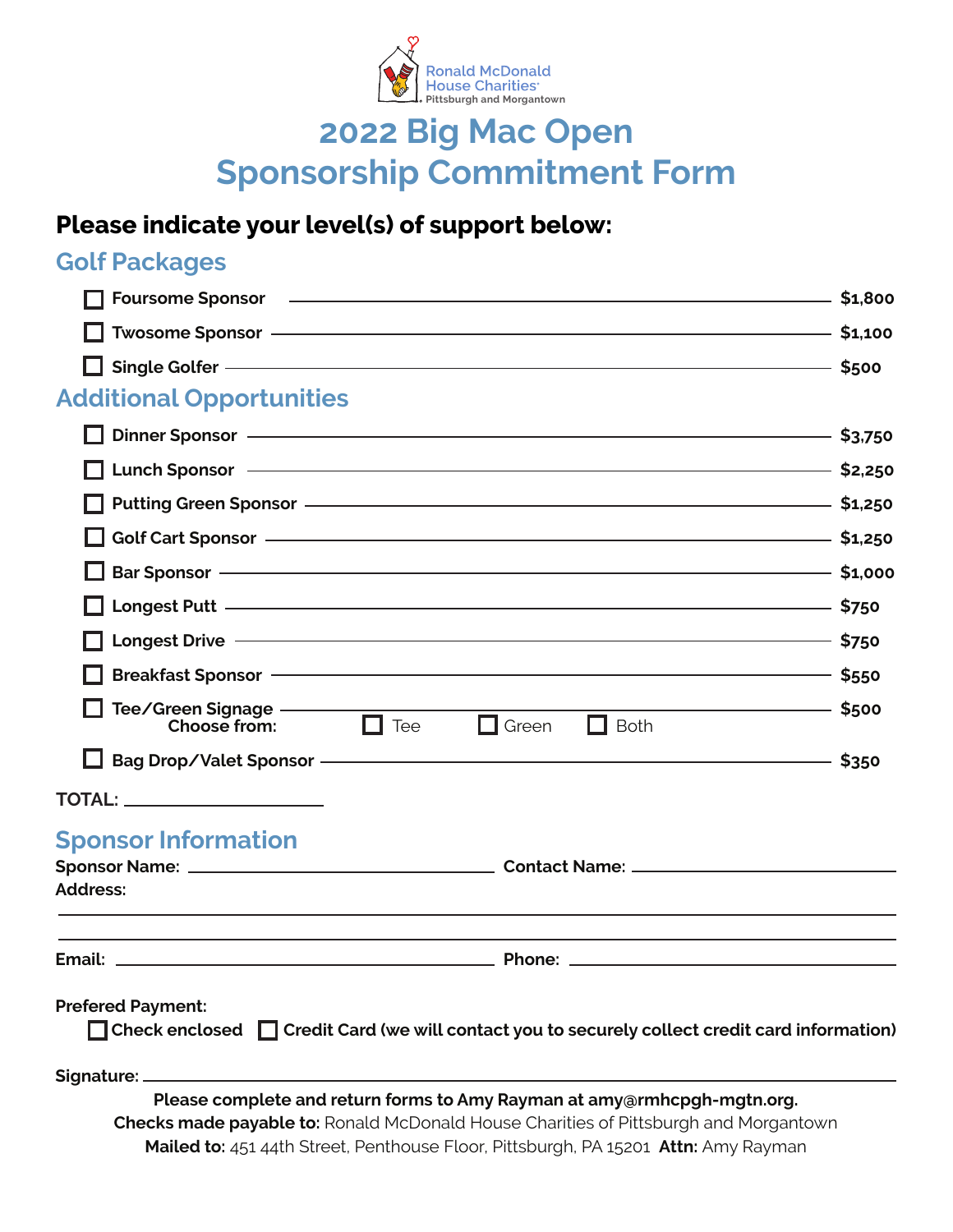Ronald McDonald House Charities®
Pittsburgh and Morgantown

# 2022 Big Mac Open
# Sponsorship Commitment Form

## Please indicate your level(s) of support below:

### Golf Packages

- ☐ **Foursome Sponsor** — **$1,800**
- ☐ **Twosome Sponsor** — **$1,100**
- ☐ **Single Golfer** — **$500**

### Additional Opportunities

- ☐ **Dinner Sponsor** — **$3,750**
- ☐ **Lunch Sponsor** — **$2,250**
- ☐ **Putting Green Sponsor** — **$1,250**
- ☐ **Golf Cart Sponsor** — **$1,250**
- ☐ **Bar Sponsor** — **$1,000**
- ☐ **Longest Putt** — **$750**
- ☐ **Longest Drive** — **$750**
- ☐ **Breakfast Sponsor** — **$550**
- ☐ **Tee/Green Signage** — **$500**
  **Choose from:** ☐ Tee ☐ Green ☐ Both
- ☐ **Bag Drop/Valet Sponsor** — **$350**

**TOTAL:** ____________________

### Sponsor Information

**Sponsor Name:** ______________________________ **Contact Name:** ______________________________

**Address:**

______________________________________________________________________

______________________________________________________________________

**Email:** ______________________________ **Phone:** ______________________________

**Prefered Payment:**

☐ **Check enclosed** ☐ **Credit Card (we will contact you to securely collect credit card information)**

**Signature:** ______________________________________________________________________

**Please complete and return forms to Amy Rayman at amy@rmhcpgh-mgtn.org.**

**Checks made payable to:** Ronald McDonald House Charities of Pittsburgh and Morgantown

**Mailed to:** 451 44th Street, Penthouse Floor, Pittsburgh, PA 15201 **Attn:** Amy Rayman